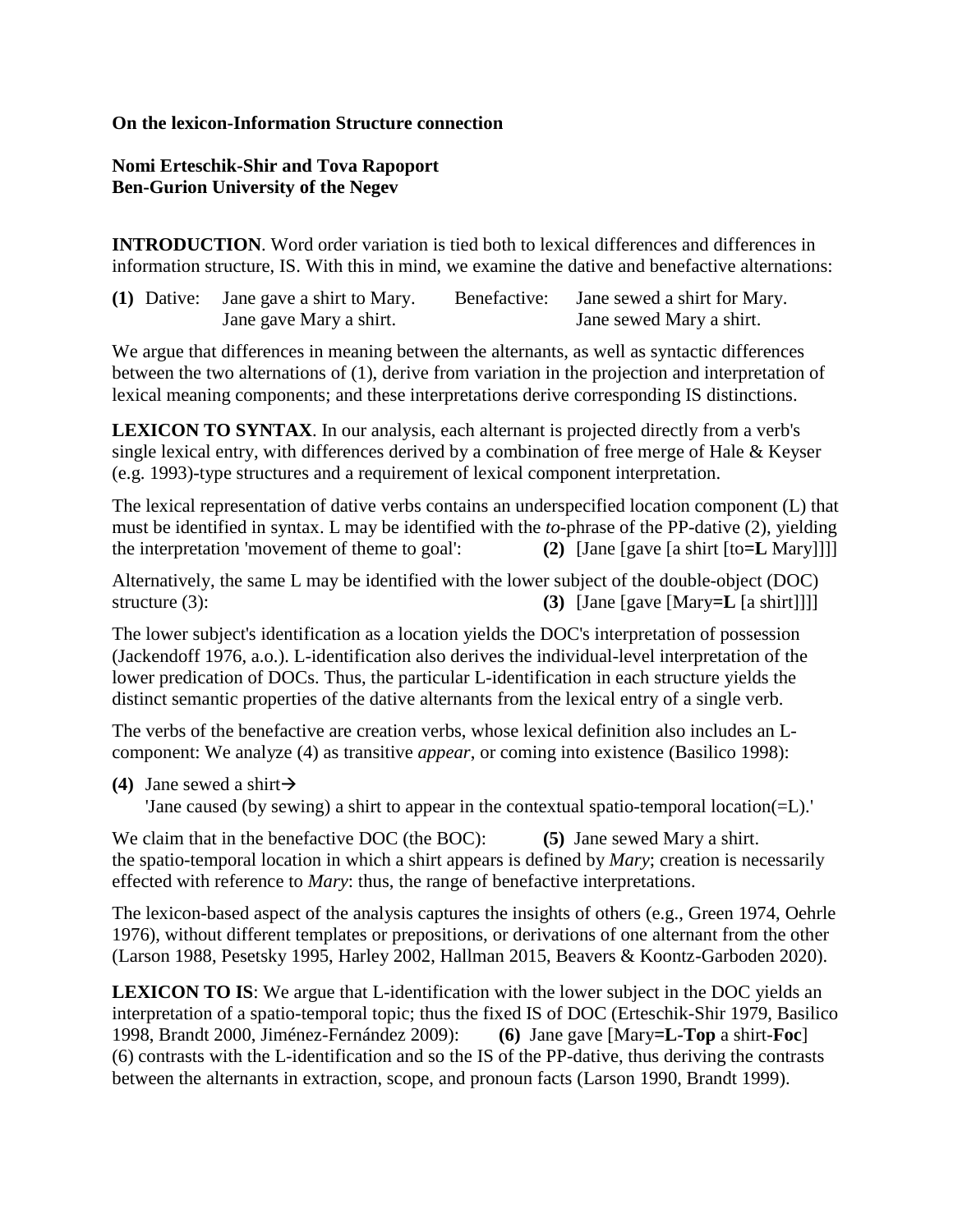**On the lexicon-Information Structure connection**

**Nomi Erteschik-Shir and Tova Rapoport**
**Ben-Gurion University of the Negev**

**INTRODUCTION**. Word order variation is tied both to lexical differences and differences in information structure, IS. With this in mind, we examine the dative and benefactive alternations:

**(1)** Dative: Jane gave a shirt to Mary. Benefactive: Jane sewed a shirt for Mary.
Jane gave Mary a shirt. Jane sewed Mary a shirt.

We argue that differences in meaning between the alternants, as well as syntactic differences between the two alternations of (1), derive from variation in the projection and interpretation of lexical meaning components; and these interpretations derive corresponding IS distinctions.

**LEXICON TO SYNTAX**. In our analysis, each alternant is projected directly from a verb's single lexical entry, with differences derived by a combination of free merge of Hale & Keyser (e.g. 1993)-type structures and a requirement of lexical component interpretation.

The lexical representation of dative verbs contains an underspecified location component (L) that must be identified in syntax. L may be identified with the *to*-phrase of the PP-dative (2), yielding the interpretation 'movement of theme to goal': **(2)** [Jane [gave [a shirt [to=**L** Mary]]]]

Alternatively, the same L may be identified with the lower subject of the double-object (DOC) structure (3): **(3)** [Jane [gave [Mary=**L** [a shirt]]]]

The lower subject's identification as a location yields the DOC's interpretation of possession (Jackendoff 1976, a.o.). L-identification also derives the individual-level interpretation of the lower predication of DOCs. Thus, the particular L-identification in each structure yields the distinct semantic properties of the dative alternants from the lexical entry of a single verb.

The verbs of the benefactive are creation verbs, whose lexical definition also includes an L-component: We analyze (4) as transitive *appear*, or coming into existence (Basilico 1998):

**(4)** Jane sewed a shirt→
'Jane caused (by sewing) a shirt to appear in the contextual spatio-temporal location(=L).'

We claim that in the benefactive DOC (the BOC): **(5)** Jane sewed Mary a shirt.
the spatio-temporal location in which a shirt appears is defined by *Mary*; creation is necessarily effected with reference to *Mary*: thus, the range of benefactive interpretations.

The lexicon-based aspect of the analysis captures the insights of others (e.g., Green 1974, Oehrle 1976), without different templates or prepositions, or derivations of one alternant from the other (Larson 1988, Pesetsky 1995, Harley 2002, Hallman 2015, Beavers & Koontz-Garboden 2020).

**LEXICON TO IS**: We argue that L-identification with the lower subject in the DOC yields an interpretation of a spatio-temporal topic; thus the fixed IS of DOC (Erteschik-Shir 1979, Basilico 1998, Brandt 2000, Jiménez-Fernández 2009): **(6)** Jane gave [Mary=**L**-**Top** a shirt-**Foc**]
(6) contrasts with the L-identification and so the IS of the PP-dative, thus deriving the contrasts between the alternants in extraction, scope, and pronoun facts (Larson 1990, Brandt 1999).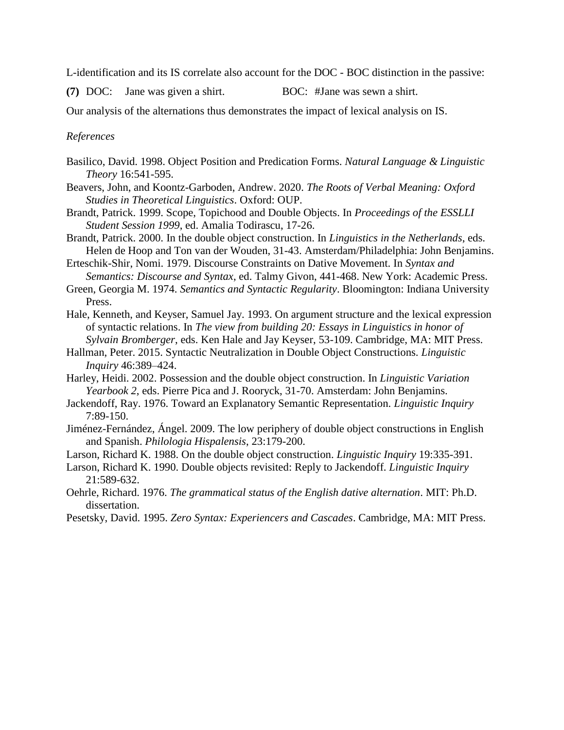L-identification and its IS correlate also account for the DOC - BOC distinction in the passive:

**(7)** DOC: Jane was given a shirt. BOC: #Jane was sewn a shirt.

Our analysis of the alternations thus demonstrates the impact of lexical analysis on IS.

*References*

Basilico, David. 1998. Object Position and Predication Forms. *Natural Language & Linguistic Theory* 16:541-595.

Beavers, John, and Koontz-Garboden, Andrew. 2020. *The Roots of Verbal Meaning: Oxford Studies in Theoretical Linguistics*. Oxford: OUP.

Brandt, Patrick. 1999. Scope, Topichood and Double Objects. In *Proceedings of the ESSLLI Student Session 1999*, ed. Amalia Todirascu, 17-26.

Brandt, Patrick. 2000. In the double object construction. In *Linguistics in the Netherlands*, eds. Helen de Hoop and Ton van der Wouden, 31-43. Amsterdam/Philadelphia: John Benjamins.

Erteschik-Shir, Nomi. 1979. Discourse Constraints on Dative Movement. In *Syntax and Semantics: Discourse and Syntax*, ed. Talmy Givon, 441-468. New York: Academic Press.

Green, Georgia M. 1974. *Semantics and Syntactic Regularity*. Bloomington: Indiana University Press.

Hale, Kenneth, and Keyser, Samuel Jay. 1993. On argument structure and the lexical expression of syntactic relations. In *The view from building 20: Essays in Linguistics in honor of Sylvain Bromberger*, eds. Ken Hale and Jay Keyser, 53-109. Cambridge, MA: MIT Press.

Hallman, Peter. 2015. Syntactic Neutralization in Double Object Constructions. *Linguistic Inquiry* 46:389–424.

Harley, Heidi. 2002. Possession and the double object construction. In *Linguistic Variation Yearbook 2*, eds. Pierre Pica and J. Rooryck, 31-70. Amsterdam: John Benjamins.

Jackendoff, Ray. 1976. Toward an Explanatory Semantic Representation. *Linguistic Inquiry* 7:89-150.

Jiménez-Fernández, Ángel. 2009. The low periphery of double object constructions in English and Spanish. *Philologia Hispalensis*, 23:179-200.

Larson, Richard K. 1988. On the double object construction. *Linguistic Inquiry* 19:335-391.

Larson, Richard K. 1990. Double objects revisited: Reply to Jackendoff. *Linguistic Inquiry* 21:589-632.

Oehrle, Richard. 1976. *The grammatical status of the English dative alternation*. MIT: Ph.D. dissertation.

Pesetsky, David. 1995. *Zero Syntax: Experiencers and Cascades*. Cambridge, MA: MIT Press.